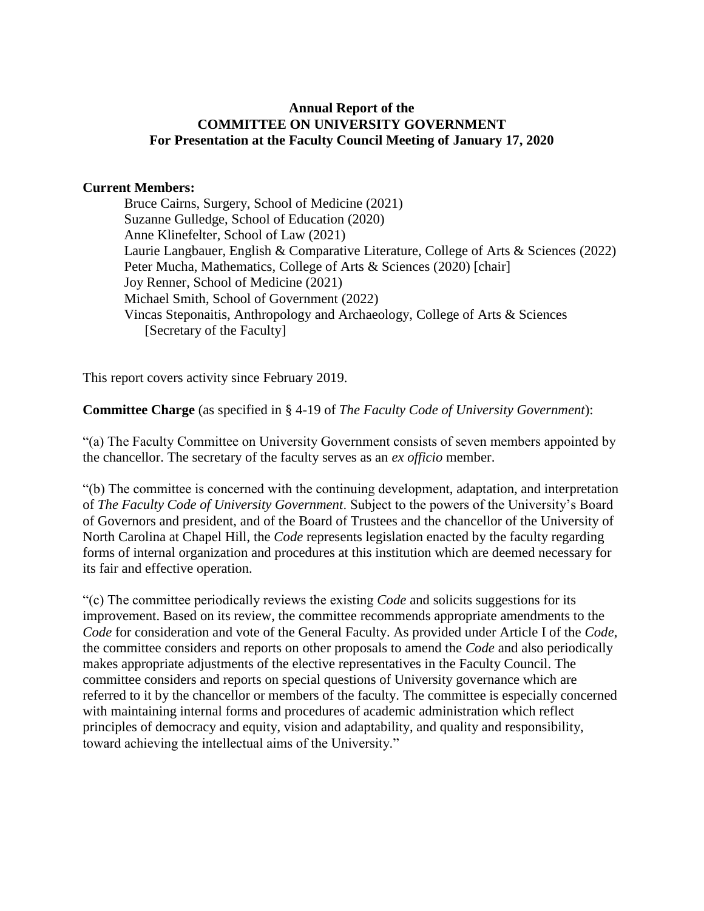**Annual Report of the**
**COMMITTEE ON UNIVERSITY GOVERNMENT**
**For Presentation at the Faculty Council Meeting of January 17, 2020**

**Current Members:**

Bruce Cairns, Surgery, School of Medicine (2021)
Suzanne Gulledge, School of Education (2020)
Anne Klinefelter, School of Law (2021)
Laurie Langbauer, English & Comparative Literature, College of Arts & Sciences (2022)
Peter Mucha, Mathematics, College of Arts & Sciences (2020) [chair]
Joy Renner, School of Medicine (2021)
Michael Smith, School of Government (2022)
Vincas Steponaitis, Anthropology and Archaeology, College of Arts & Sciences [Secretary of the Faculty]

This report covers activity since February 2019.

**Committee Charge** (as specified in § 4-19 of *The Faculty Code of University Government*):

"(a) The Faculty Committee on University Government consists of seven members appointed by the chancellor. The secretary of the faculty serves as an *ex officio* member.

"(b) The committee is concerned with the continuing development, adaptation, and interpretation of *The Faculty Code of University Government*. Subject to the powers of the University's Board of Governors and president, and of the Board of Trustees and the chancellor of the University of North Carolina at Chapel Hill, the *Code* represents legislation enacted by the faculty regarding forms of internal organization and procedures at this institution which are deemed necessary for its fair and effective operation.

"(c) The committee periodically reviews the existing *Code* and solicits suggestions for its improvement. Based on its review, the committee recommends appropriate amendments to the *Code* for consideration and vote of the General Faculty. As provided under Article I of the *Code*, the committee considers and reports on other proposals to amend the *Code* and also periodically makes appropriate adjustments of the elective representatives in the Faculty Council. The committee considers and reports on special questions of University governance which are referred to it by the chancellor or members of the faculty. The committee is especially concerned with maintaining internal forms and procedures of academic administration which reflect principles of democracy and equity, vision and adaptability, and quality and responsibility, toward achieving the intellectual aims of the University."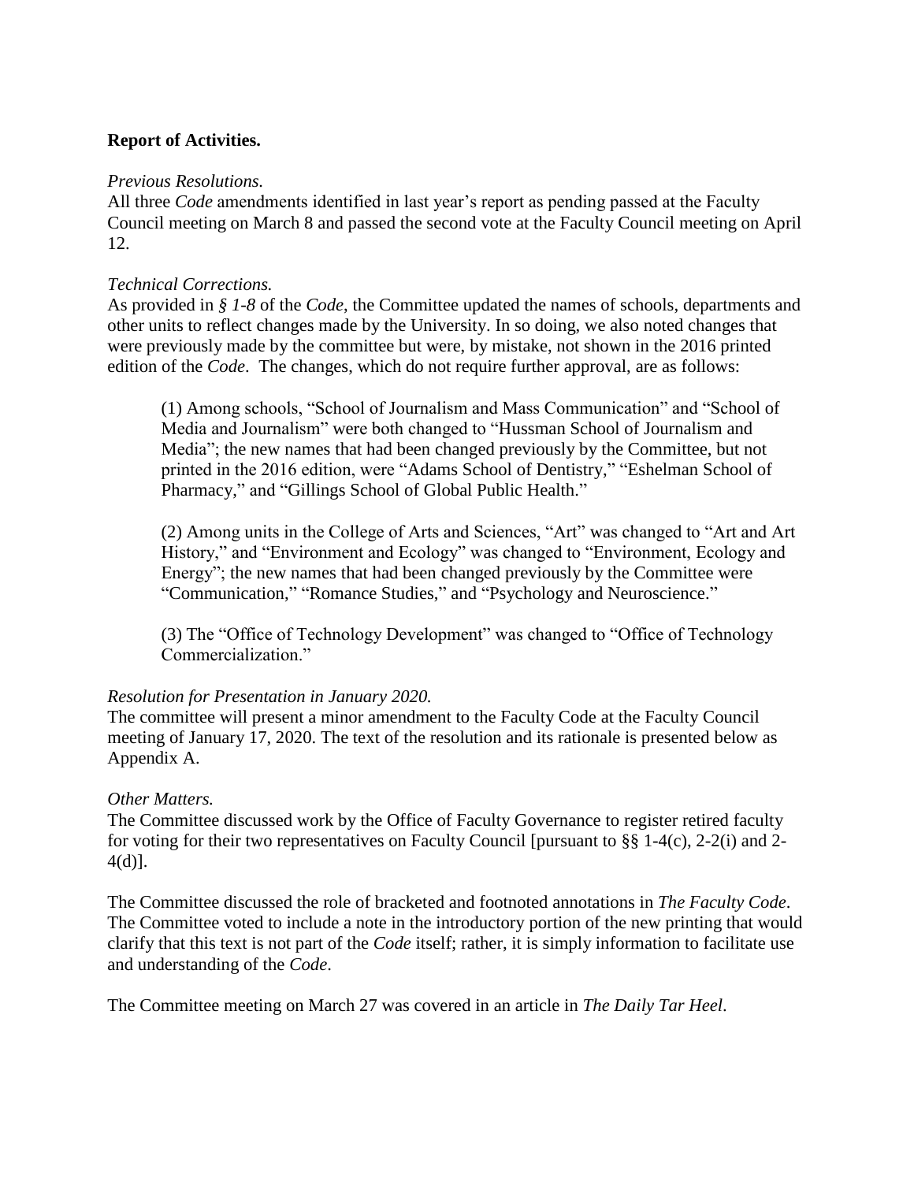**Report of Activities.**

*Previous Resolutions.*
All three *Code* amendments identified in last year's report as pending passed at the Faculty Council meeting on March 8 and passed the second vote at the Faculty Council meeting on April 12.

*Technical Corrections.*
As provided in *§ 1-8* of the *Code*, the Committee updated the names of schools, departments and other units to reflect changes made by the University. In so doing, we also noted changes that were previously made by the committee but were, by mistake, not shown in the 2016 printed edition of the *Code*. The changes, which do not require further approval, are as follows:

> (1) Among schools, "School of Journalism and Mass Communication" and "School of Media and Journalism" were both changed to "Hussman School of Journalism and Media"; the new names that had been changed previously by the Committee, but not printed in the 2016 edition, were "Adams School of Dentistry," "Eshelman School of Pharmacy," and "Gillings School of Global Public Health."
>
> (2) Among units in the College of Arts and Sciences, "Art" was changed to "Art and Art History," and "Environment and Ecology" was changed to "Environment, Ecology and Energy"; the new names that had been changed previously by the Committee were "Communication," "Romance Studies," and "Psychology and Neuroscience."
>
> (3) The "Office of Technology Development" was changed to "Office of Technology Commercialization."

*Resolution for Presentation in January 2020.*
The committee will present a minor amendment to the Faculty Code at the Faculty Council meeting of January 17, 2020. The text of the resolution and its rationale is presented below as Appendix A.

*Other Matters.*
The Committee discussed work by the Office of Faculty Governance to register retired faculty for voting for their two representatives on Faculty Council [pursuant to §§ 1-4(c), 2-2(i) and 2-4(d)].

The Committee discussed the role of bracketed and footnoted annotations in *The Faculty Code*. The Committee voted to include a note in the introductory portion of the new printing that would clarify that this text is not part of the *Code* itself; rather, it is simply information to facilitate use and understanding of the *Code*.

The Committee meeting on March 27 was covered in an article in *The Daily Tar Heel*.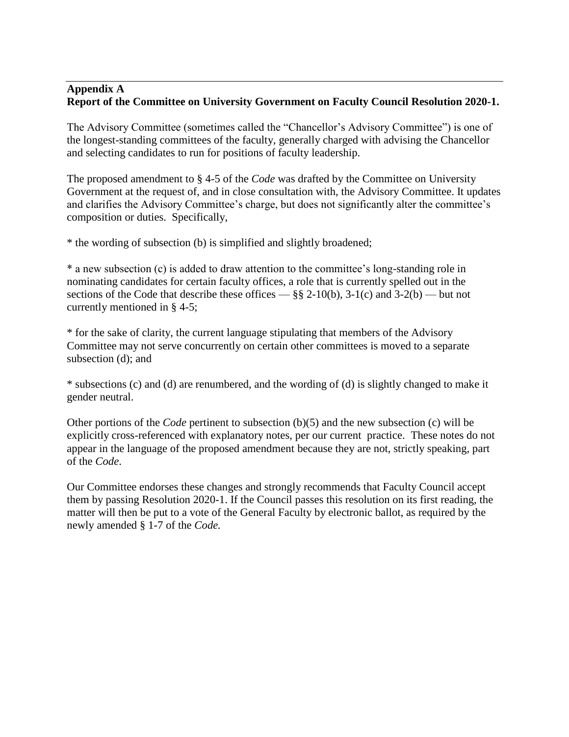## Appendix A
## Report of the Committee on University Government on Faculty Council Resolution 2020-1.

The Advisory Committee (sometimes called the "Chancellor's Advisory Committee") is one of the longest-standing committees of the faculty, generally charged with advising the Chancellor and selecting candidates to run for positions of faculty leadership.

The proposed amendment to § 4-5 of the *Code* was drafted by the Committee on University Government at the request of, and in close consultation with, the Advisory Committee. It updates and clarifies the Advisory Committee's charge, but does not significantly alter the committee's composition or duties. Specifically,

* the wording of subsection (b) is simplified and slightly broadened;

* a new subsection (c) is added to draw attention to the committee's long-standing role in nominating candidates for certain faculty offices, a role that is currently spelled out in the sections of the Code that describe these offices — §§ 2-10(b), 3-1(c) and 3-2(b) — but not currently mentioned in § 4-5;

* for the sake of clarity, the current language stipulating that members of the Advisory Committee may not serve concurrently on certain other committees is moved to a separate subsection (d); and

* subsections (c) and (d) are renumbered, and the wording of (d) is slightly changed to make it gender neutral.

Other portions of the *Code* pertinent to subsection (b)(5) and the new subsection (c) will be explicitly cross-referenced with explanatory notes, per our current practice. These notes do not appear in the language of the proposed amendment because they are not, strictly speaking, part of the *Code*.

Our Committee endorses these changes and strongly recommends that Faculty Council accept them by passing Resolution 2020-1. If the Council passes this resolution on its first reading, the matter will then be put to a vote of the General Faculty by electronic ballot, as required by the newly amended § 1-7 of the *Code.*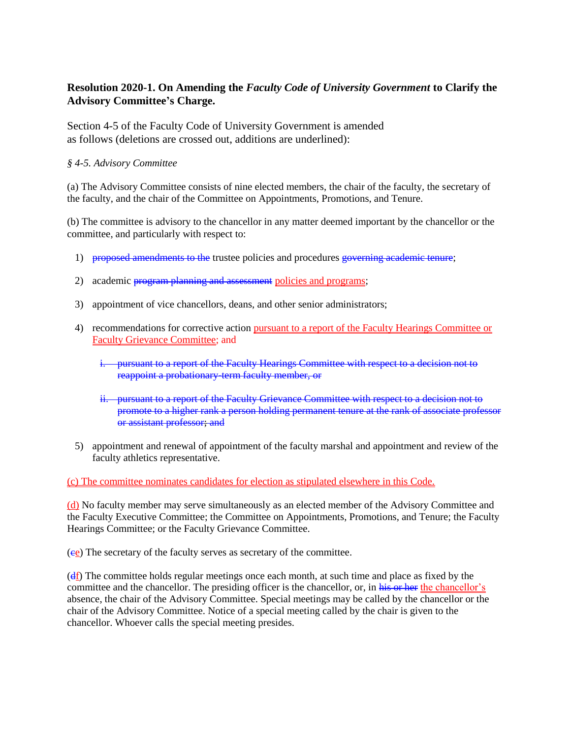**Resolution 2020-1. On Amending the *Faculty Code of University Government* to Clarify the Advisory Committee's Charge.**

Section 4-5 of the Faculty Code of University Government is amended as follows (deletions are crossed out, additions are underlined):

*§ 4-5. Advisory Committee*

(a) The Advisory Committee consists of nine elected members, the chair of the faculty, the secretary of the faculty, and the chair of the Committee on Appointments, Promotions, and Tenure.

(b) The committee is advisory to the chancellor in any matter deemed important by the chancellor or the committee, and particularly with respect to:

1) ~~proposed amendments to the~~ trustee policies and procedures ~~governing academic tenure~~;

2) academic ~~program planning and assessment~~ <u>policies and programs</u>;

3) appointment of vice chancellors, deans, and other senior administrators;

4) recommendations for corrective action <u>pursuant to a report of the Faculty Hearings Committee or Faculty Grievance Committee; and</u>

   ~~i. pursuant to a report of the Faculty Hearings Committee with respect to a decision not to reappoint a probationary-term faculty member, or~~

   ~~ii. pursuant to a report of the Faculty Grievance Committee with respect to a decision not to promote to a higher rank a person holding permanent tenure at the rank of associate professor or assistant professor; and~~

5) appointment and renewal of appointment of the faculty marshal and appointment and review of the faculty athletics representative.

<u>(c) The committee nominates candidates for election as stipulated elsewhere in this Code.</u>

<u>(d)</u> No faculty member may serve simultaneously as an elected member of the Advisory Committee and the Faculty Executive Committee; the Committee on Appointments, Promotions, and Tenure; the Faculty Hearings Committee; or the Faculty Grievance Committee.

(~~c~~<u>e</u>) The secretary of the faculty serves as secretary of the committee.

(~~d~~<u>f</u>) The committee holds regular meetings once each month, at such time and place as fixed by the committee and the chancellor. The presiding officer is the chancellor, or, in ~~his or her~~ <u>the chancellor's</u> absence, the chair of the Advisory Committee. Special meetings may be called by the chancellor or the chair of the Advisory Committee. Notice of a special meeting called by the chair is given to the chancellor. Whoever calls the special meeting presides.